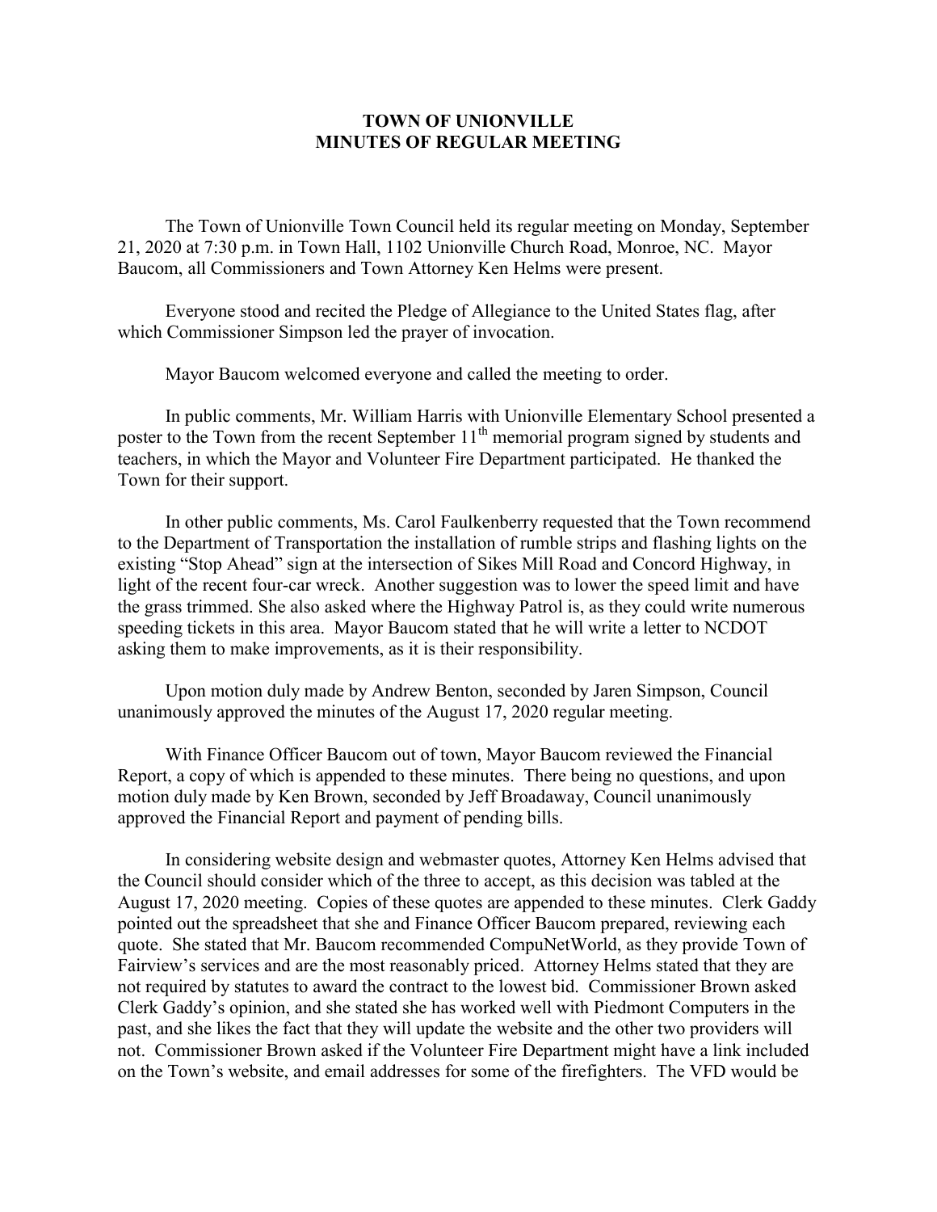# TOWN OF UNIONVILLE
# MINUTES OF REGULAR MEETING

The Town of Unionville Town Council held its regular meeting on Monday, September 21, 2020 at 7:30 p.m. in Town Hall, 1102 Unionville Church Road, Monroe, NC. Mayor Baucom, all Commissioners and Town Attorney Ken Helms were present.

Everyone stood and recited the Pledge of Allegiance to the United States flag, after which Commissioner Simpson led the prayer of invocation.

Mayor Baucom welcomed everyone and called the meeting to order.

In public comments, Mr. William Harris with Unionville Elementary School presented a poster to the Town from the recent September 11th memorial program signed by students and teachers, in which the Mayor and Volunteer Fire Department participated. He thanked the Town for their support.

In other public comments, Ms. Carol Faulkenberry requested that the Town recommend to the Department of Transportation the installation of rumble strips and flashing lights on the existing "Stop Ahead" sign at the intersection of Sikes Mill Road and Concord Highway, in light of the recent four-car wreck. Another suggestion was to lower the speed limit and have the grass trimmed. She also asked where the Highway Patrol is, as they could write numerous speeding tickets in this area. Mayor Baucom stated that he will write a letter to NCDOT asking them to make improvements, as it is their responsibility.

Upon motion duly made by Andrew Benton, seconded by Jaren Simpson, Council unanimously approved the minutes of the August 17, 2020 regular meeting.

With Finance Officer Baucom out of town, Mayor Baucom reviewed the Financial Report, a copy of which is appended to these minutes. There being no questions, and upon motion duly made by Ken Brown, seconded by Jeff Broadaway, Council unanimously approved the Financial Report and payment of pending bills.

In considering website design and webmaster quotes, Attorney Ken Helms advised that the Council should consider which of the three to accept, as this decision was tabled at the August 17, 2020 meeting. Copies of these quotes are appended to these minutes. Clerk Gaddy pointed out the spreadsheet that she and Finance Officer Baucom prepared, reviewing each quote. She stated that Mr. Baucom recommended CompuNetWorld, as they provide Town of Fairview's services and are the most reasonably priced. Attorney Helms stated that they are not required by statutes to award the contract to the lowest bid. Commissioner Brown asked Clerk Gaddy's opinion, and she stated she has worked well with Piedmont Computers in the past, and she likes the fact that they will update the website and the other two providers will not. Commissioner Brown asked if the Volunteer Fire Department might have a link included on the Town's website, and email addresses for some of the firefighters. The VFD would be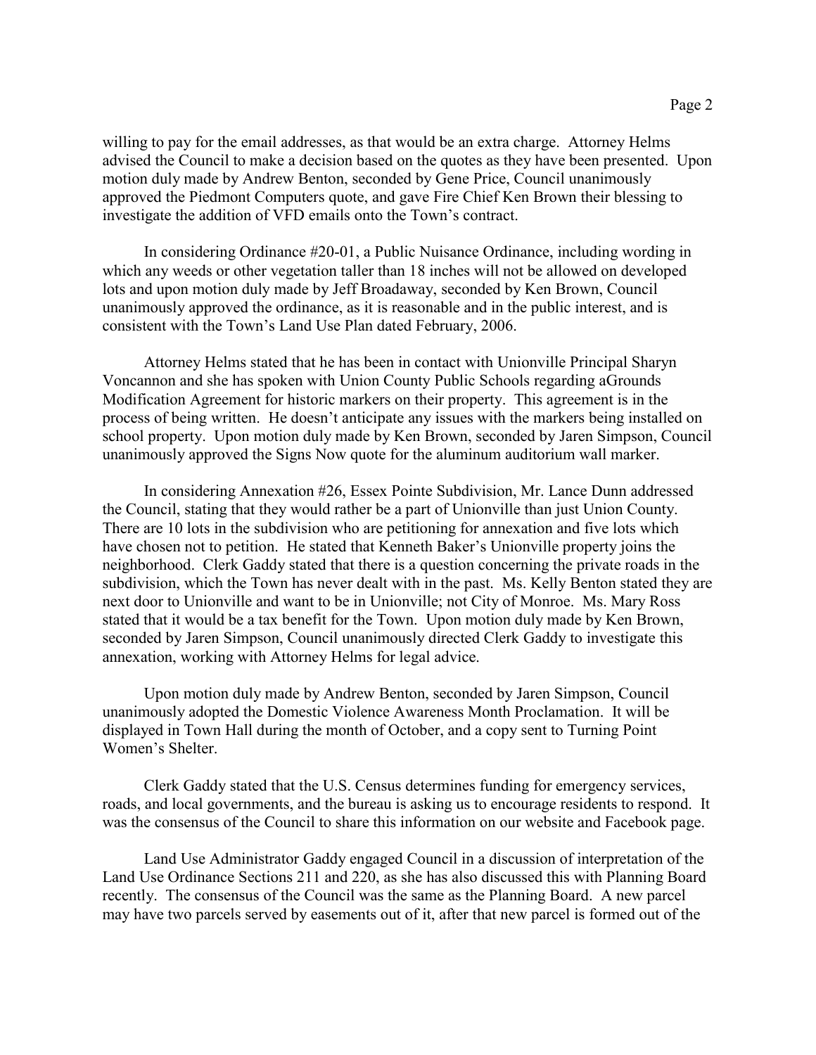willing to pay for the email addresses, as that would be an extra charge. Attorney Helms advised the Council to make a decision based on the quotes as they have been presented. Upon motion duly made by Andrew Benton, seconded by Gene Price, Council unanimously approved the Piedmont Computers quote, and gave Fire Chief Ken Brown their blessing to investigate the addition of VFD emails onto the Town's contract.

In considering Ordinance #20-01, a Public Nuisance Ordinance, including wording in which any weeds or other vegetation taller than 18 inches will not be allowed on developed lots and upon motion duly made by Jeff Broadaway, seconded by Ken Brown, Council unanimously approved the ordinance, as it is reasonable and in the public interest, and is consistent with the Town's Land Use Plan dated February, 2006.

Attorney Helms stated that he has been in contact with Unionville Principal Sharyn Voncannon and she has spoken with Union County Public Schools regarding aGrounds Modification Agreement for historic markers on their property. This agreement is in the process of being written. He doesn't anticipate any issues with the markers being installed on school property. Upon motion duly made by Ken Brown, seconded by Jaren Simpson, Council unanimously approved the Signs Now quote for the aluminum auditorium wall marker.

In considering Annexation #26, Essex Pointe Subdivision, Mr. Lance Dunn addressed the Council, stating that they would rather be a part of Unionville than just Union County. There are 10 lots in the subdivision who are petitioning for annexation and five lots which have chosen not to petition. He stated that Kenneth Baker's Unionville property joins the neighborhood. Clerk Gaddy stated that there is a question concerning the private roads in the subdivision, which the Town has never dealt with in the past. Ms. Kelly Benton stated they are next door to Unionville and want to be in Unionville; not City of Monroe. Ms. Mary Ross stated that it would be a tax benefit for the Town. Upon motion duly made by Ken Brown, seconded by Jaren Simpson, Council unanimously directed Clerk Gaddy to investigate this annexation, working with Attorney Helms for legal advice.

Upon motion duly made by Andrew Benton, seconded by Jaren Simpson, Council unanimously adopted the Domestic Violence Awareness Month Proclamation. It will be displayed in Town Hall during the month of October, and a copy sent to Turning Point Women's Shelter.

Clerk Gaddy stated that the U.S. Census determines funding for emergency services, roads, and local governments, and the bureau is asking us to encourage residents to respond. It was the consensus of the Council to share this information on our website and Facebook page.

Land Use Administrator Gaddy engaged Council in a discussion of interpretation of the Land Use Ordinance Sections 211 and 220, as she has also discussed this with Planning Board recently. The consensus of the Council was the same as the Planning Board. A new parcel may have two parcels served by easements out of it, after that new parcel is formed out of the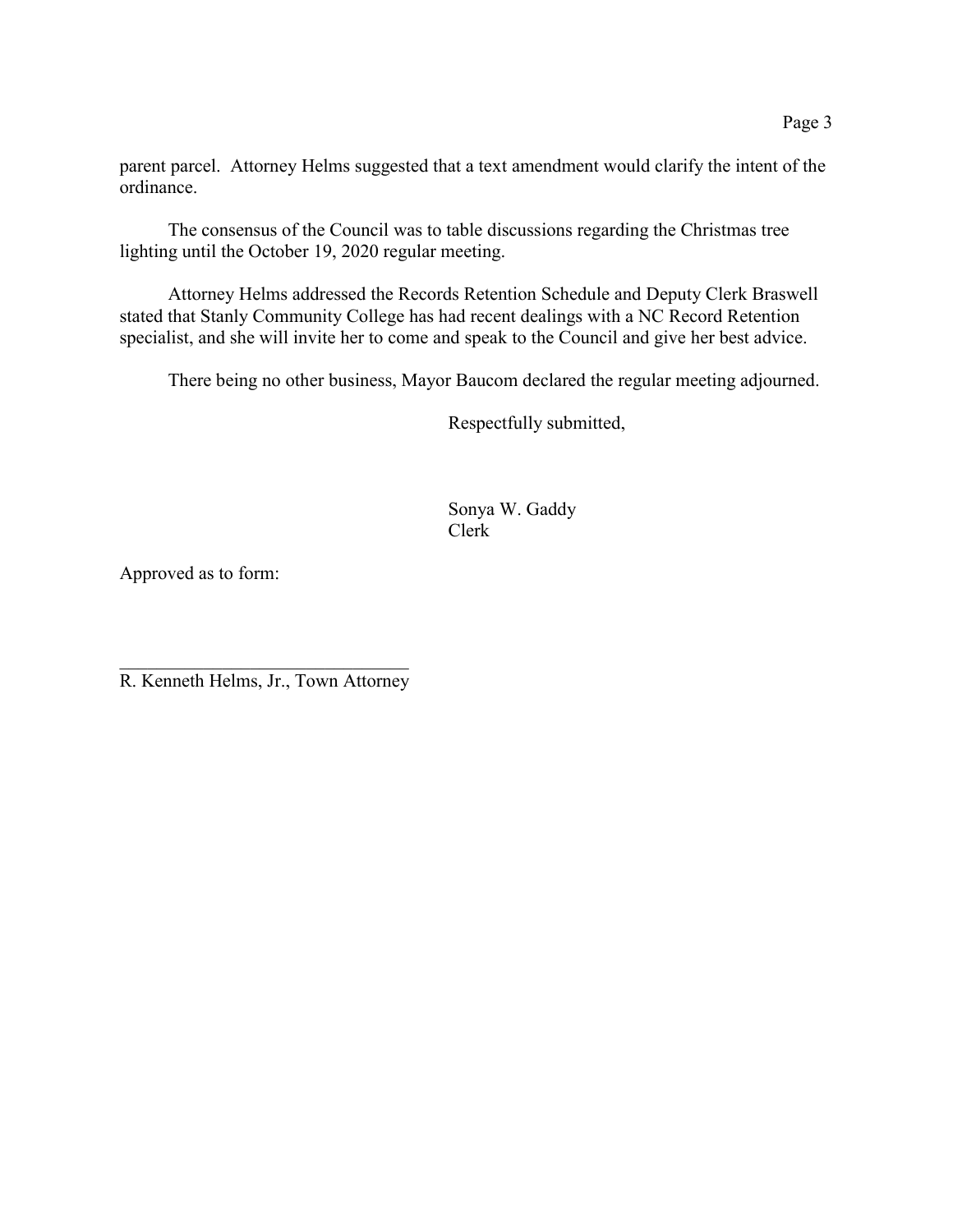parent parcel. Attorney Helms suggested that a text amendment would clarify the intent of the ordinance.

The consensus of the Council was to table discussions regarding the Christmas tree lighting until the October 19, 2020 regular meeting.

Attorney Helms addressed the Records Retention Schedule and Deputy Clerk Braswell stated that Stanly Community College has had recent dealings with a NC Record Retention specialist, and she will invite her to come and speak to the Council and give her best advice.

There being no other business, Mayor Baucom declared the regular meeting adjourned.

Respectfully submitted,

Sonya W. Gaddy
Clerk

Approved as to form:

\_\_\_\_\_\_\_\_\_\_\_\_\_\_\_\_\_\_\_\_\_\_\_\_\_\_\_\_\_\_\_\_

R. Kenneth Helms, Jr., Town Attorney